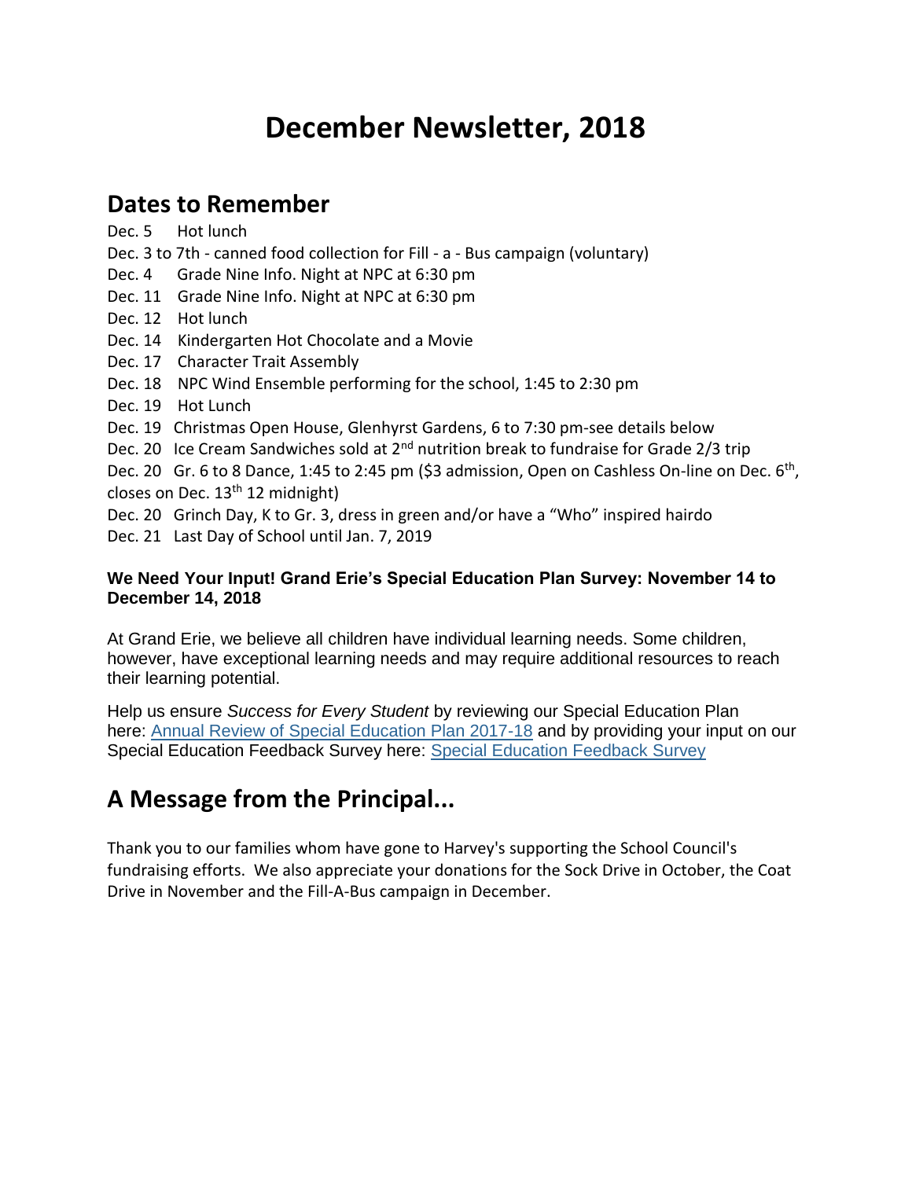# December Newsletter, 2018

## Dates to Remember

Dec. 5 Hot lunch
Dec. 3 to 7th - canned food collection for Fill - a - Bus campaign (voluntary)
Dec. 4 Grade Nine Info. Night at NPC at 6:30 pm
Dec. 11 Grade Nine Info. Night at NPC at 6:30 pm
Dec. 12 Hot lunch
Dec. 14 Kindergarten Hot Chocolate and a Movie
Dec. 17 Character Trait Assembly
Dec. 18 NPC Wind Ensemble performing for the school, 1:45 to 2:30 pm
Dec. 19 Hot Lunch
Dec. 19 Christmas Open House, Glenhyrst Gardens, 6 to 7:30 pm-see details below
Dec. 20 Ice Cream Sandwiches sold at 2nd nutrition break to fundraise for Grade 2/3 trip
Dec. 20 Gr. 6 to 8 Dance, 1:45 to 2:45 pm ($3 admission, Open on Cashless On-line on Dec. 6th, closes on Dec. 13th 12 midnight)
Dec. 20 Grinch Day, K to Gr. 3, dress in green and/or have a "Who" inspired hairdo
Dec. 21 Last Day of School until Jan. 7, 2019

**We Need Your Input! Grand Erie's Special Education Plan Survey: November 14 to December 14, 2018**

At Grand Erie, we believe all children have individual learning needs. Some children, however, have exceptional learning needs and may require additional resources to reach their learning potential.

Help us ensure *Success for Every Student* by reviewing our Special Education Plan here: Annual Review of Special Education Plan 2017-18 and by providing your input on our Special Education Feedback Survey here: Special Education Feedback Survey

## A Message from the Principal...

Thank you to our families whom have gone to Harvey's supporting the School Council's fundraising efforts. We also appreciate your donations for the Sock Drive in October, the Coat Drive in November and the Fill-A-Bus campaign in December.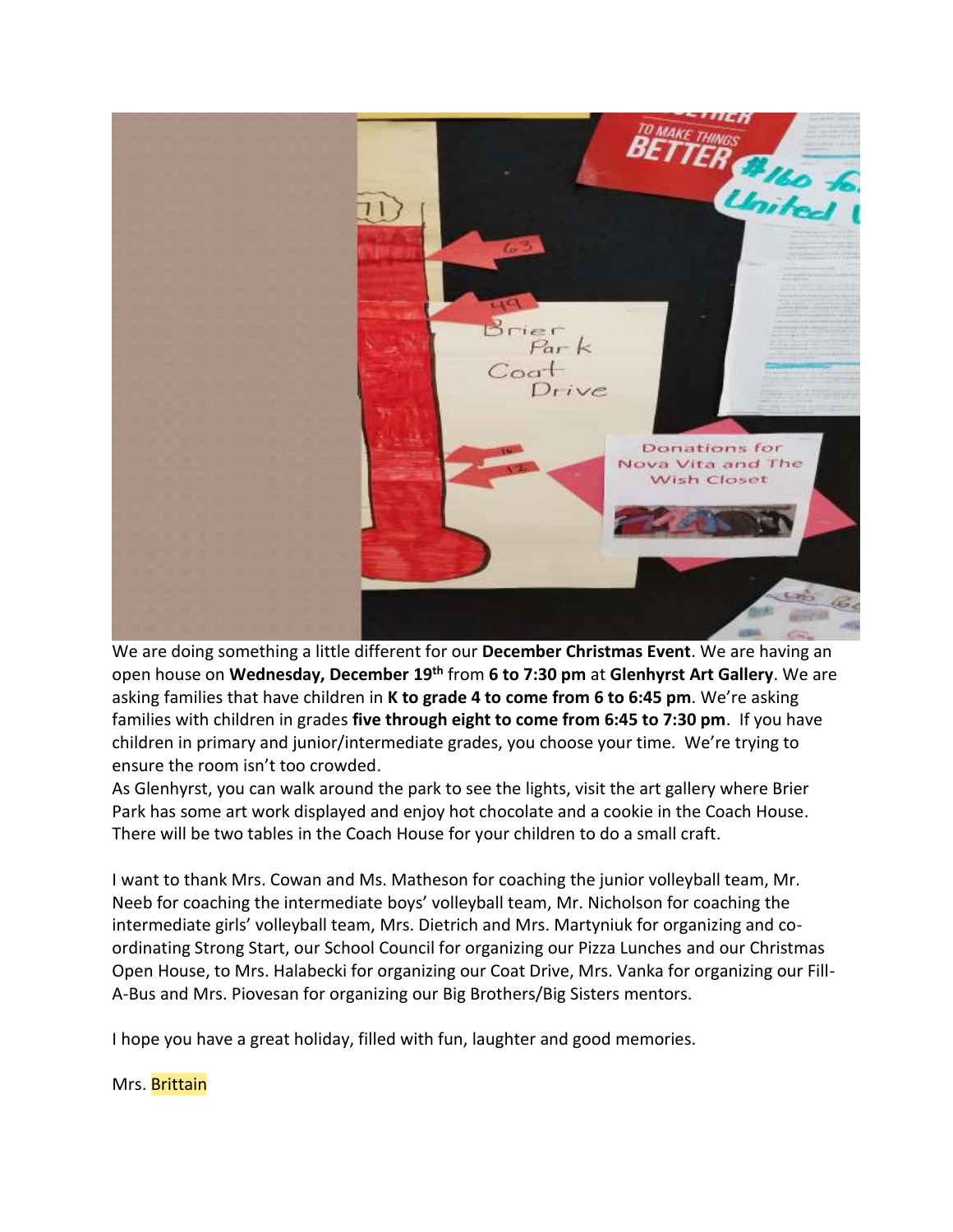We are doing something a little different for our **December Christmas Event**. We are having an open house on **Wednesday, December 19th** from **6 to 7:30 pm** at **Glenhyrst Art Gallery**. We are asking families that have children in **K to grade 4 to come from 6 to 6:45 pm**. We're asking families with children in grades **five through eight to come from 6:45 to 7:30 pm**. If you have children in primary and junior/intermediate grades, you choose your time. We're trying to ensure the room isn't too crowded.

As Glenhyrst, you can walk around the park to see the lights, visit the art gallery where Brier Park has some art work displayed and enjoy hot chocolate and a cookie in the Coach House. There will be two tables in the Coach House for your children to do a small craft.

I want to thank Mrs. Cowan and Ms. Matheson for coaching the junior volleyball team, Mr. Neeb for coaching the intermediate boys' volleyball team, Mr. Nicholson for coaching the intermediate girls' volleyball team, Mrs. Dietrich and Mrs. Martyniuk for organizing and co-ordinating Strong Start, our School Council for organizing our Pizza Lunches and our Christmas Open House, to Mrs. Halabecki for organizing our Coat Drive, Mrs. Vanka for organizing our Fill-A-Bus and Mrs. Piovesan for organizing our Big Brothers/Big Sisters mentors.

I hope you have a great holiday, filled with fun, laughter and good memories.

Mrs. Brittain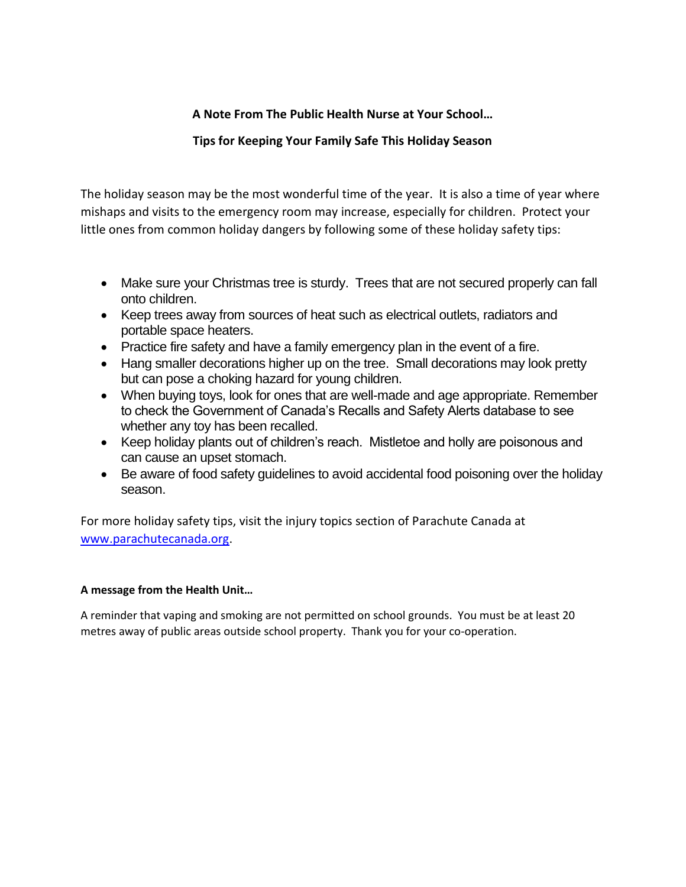**A Note From The Public Health Nurse at Your School…**

**Tips for Keeping Your Family Safe This Holiday Season**

The holiday season may be the most wonderful time of the year. It is also a time of year where mishaps and visits to the emergency room may increase, especially for children. Protect your little ones from common holiday dangers by following some of these holiday safety tips:

- Make sure your Christmas tree is sturdy. Trees that are not secured properly can fall onto children.
- Keep trees away from sources of heat such as electrical outlets, radiators and portable space heaters.
- Practice fire safety and have a family emergency plan in the event of a fire.
- Hang smaller decorations higher up on the tree. Small decorations may look pretty but can pose a choking hazard for young children.
- When buying toys, look for ones that are well-made and age appropriate. Remember to check the Government of Canada's Recalls and Safety Alerts database to see whether any toy has been recalled.
- Keep holiday plants out of children's reach. Mistletoe and holly are poisonous and can cause an upset stomach.
- Be aware of food safety guidelines to avoid accidental food poisoning over the holiday season.

For more holiday safety tips, visit the injury topics section of Parachute Canada at [www.parachutecanada.org](http://www.parachutecanada.org).

**A message from the Health Unit…**

A reminder that vaping and smoking are not permitted on school grounds. You must be at least 20 metres away of public areas outside school property. Thank you for your co-operation.